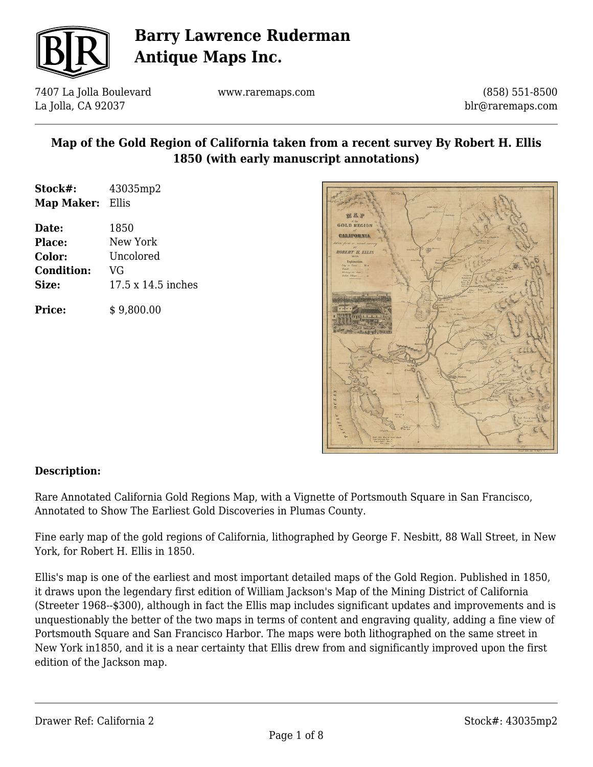# Barry Lawrence Ruderman Antique Maps Inc.

7407 La Jolla Boulevard
La Jolla, CA 92037

www.raremaps.com

(858) 551-8500
blr@raremaps.com

## Map of the Gold Region of California taken from a recent survey By Robert H. Ellis 1850 (with early manuscript annotations)

| | |
|---|---|
| **Stock#:** | 43035mp2 |
| **Map Maker:** | Ellis |
| **Date:** | 1850 |
| **Place:** | New York |
| **Color:** | Uncolored |
| **Condition:** | VG |
| **Size:** | 17.5 x 14.5 inches |
| **Price:** | $ 9,800.00 |

**Description:**

Rare Annotated California Gold Regions Map, with a Vignette of Portsmouth Square in San Francisco, Annotated to Show The Earliest Gold Discoveries in Plumas County.

Fine early map of the gold regions of California, lithographed by George F. Nesbitt, 88 Wall Street, in New York, for Robert H. Ellis in 1850.

Ellis's map is one of the earliest and most important detailed maps of the Gold Region. Published in 1850, it draws upon the legendary first edition of William Jackson's Map of the Mining District of California (Streeter 1968--$300), although in fact the Ellis map includes significant updates and improvements and is unquestionably the better of the two maps in terms of content and engraving quality, adding a fine view of Portsmouth Square and San Francisco Harbor. The maps were both lithographed on the same street in New York in1850, and it is a near certainty that Ellis drew from and significantly improved upon the first edition of the Jackson map.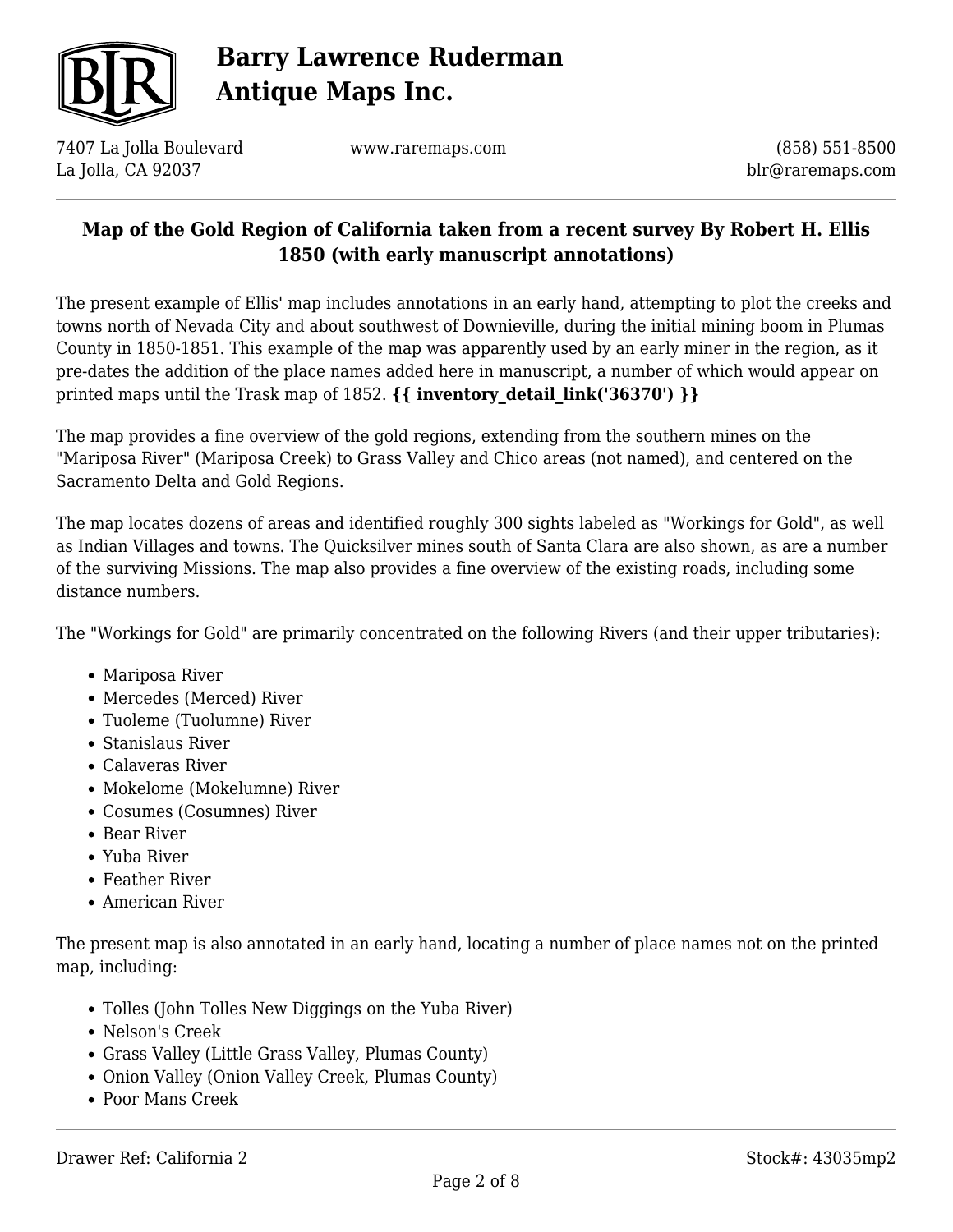**Map of the Gold Region of California taken from a recent survey By Robert H. Ellis 1850 (with early manuscript annotations)**

The present example of Ellis' map includes annotations in an early hand, attempting to plot the creeks and towns north of Nevada City and about southwest of Downieville, during the initial mining boom in Plumas County in 1850-1851. This example of the map was apparently used by an early miner in the region, as it pre-dates the addition of the place names added here in manuscript, a number of which would appear on printed maps until the Trask map of 1852. **{{ inventory_detail_link('36370') }}**

The map provides a fine overview of the gold regions, extending from the southern mines on the "Mariposa River" (Mariposa Creek) to Grass Valley and Chico areas (not named), and centered on the Sacramento Delta and Gold Regions.

The map locates dozens of areas and identified roughly 300 sights labeled as "Workings for Gold", as well as Indian Villages and towns. The Quicksilver mines south of Santa Clara are also shown, as are a number of the surviving Missions. The map also provides a fine overview of the existing roads, including some distance numbers.

The "Workings for Gold" are primarily concentrated on the following Rivers (and their upper tributaries):

- Mariposa River
- Mercedes (Merced) River
- Tuoleme (Tuolumne) River
- Stanislaus River
- Calaveras River
- Mokelome (Mokelumne) River
- Cosumes (Cosumnes) River
- Bear River
- Yuba River
- Feather River
- American River

The present map is also annotated in an early hand, locating a number of place names not on the printed map, including:

- Tolles (John Tolles New Diggings on the Yuba River)
- Nelson's Creek
- Grass Valley (Little Grass Valley, Plumas County)
- Onion Valley (Onion Valley Creek, Plumas County)
- Poor Mans Creek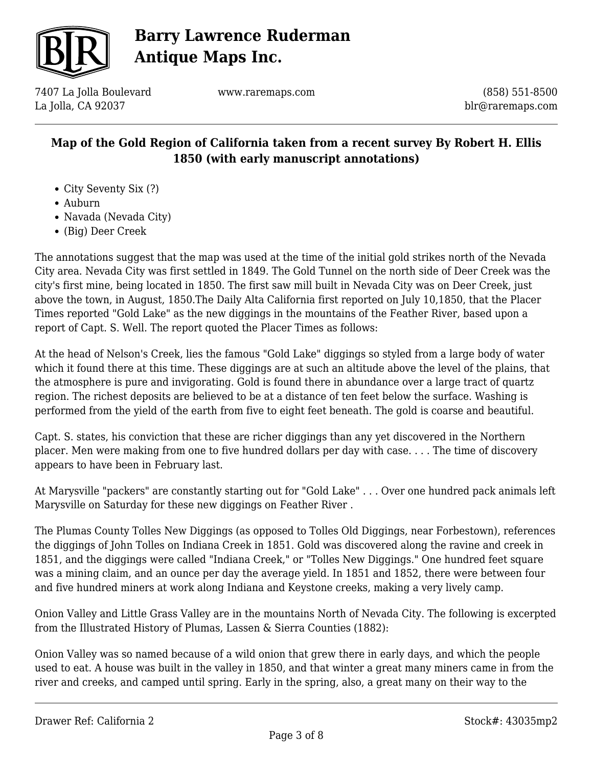- City Seventy Six (?)
- Auburn
- Navada (Nevada City)
- (Big) Deer Creek

The annotations suggest that the map was used at the time of the initial gold strikes north of the Nevada City area. Nevada City was first settled in 1849. The Gold Tunnel on the north side of Deer Creek was the city's first mine, being located in 1850. The first saw mill built in Nevada City was on Deer Creek, just above the town, in August, 1850.The Daily Alta California first reported on July 10,1850, that the Placer Times reported "Gold Lake" as the new diggings in the mountains of the Feather River, based upon a report of Capt. S. Well. The report quoted the Placer Times as follows:

At the head of Nelson's Creek, lies the famous "Gold Lake" diggings so styled from a large body of water which it found there at this time. These diggings are at such an altitude above the level of the plains, that the atmosphere is pure and invigorating. Gold is found there in abundance over a large tract of quartz region. The richest deposits are believed to be at a distance of ten feet below the surface. Washing is performed from the yield of the earth from five to eight feet beneath. The gold is coarse and beautiful.

Capt. S. states, his conviction that these are richer diggings than any yet discovered in the Northern placer. Men were making from one to five hundred dollars per day with case. . . . The time of discovery appears to have been in February last.

At Marysville "packers" are constantly starting out for "Gold Lake" . . . Over one hundred pack animals left Marysville on Saturday for these new diggings on Feather River .

The Plumas County Tolles New Diggings (as opposed to Tolles Old Diggings, near Forbestown), references the diggings of John Tolles on Indiana Creek in 1851. Gold was discovered along the ravine and creek in 1851, and the diggings were called "Indiana Creek," or "Tolles New Diggings." One hundred feet square was a mining claim, and an ounce per day the average yield. In 1851 and 1852, there were between four and five hundred miners at work along Indiana and Keystone creeks, making a very lively camp.

Onion Valley and Little Grass Valley are in the mountains North of Nevada City. The following is excerpted from the Illustrated History of Plumas, Lassen & Sierra Counties (1882):

Onion Valley was so named because of a wild onion that grew there in early days, and which the people used to eat. A house was built in the valley in 1850, and that winter a great many miners came in from the river and creeks, and camped until spring. Early in the spring, also, a great many on their way to the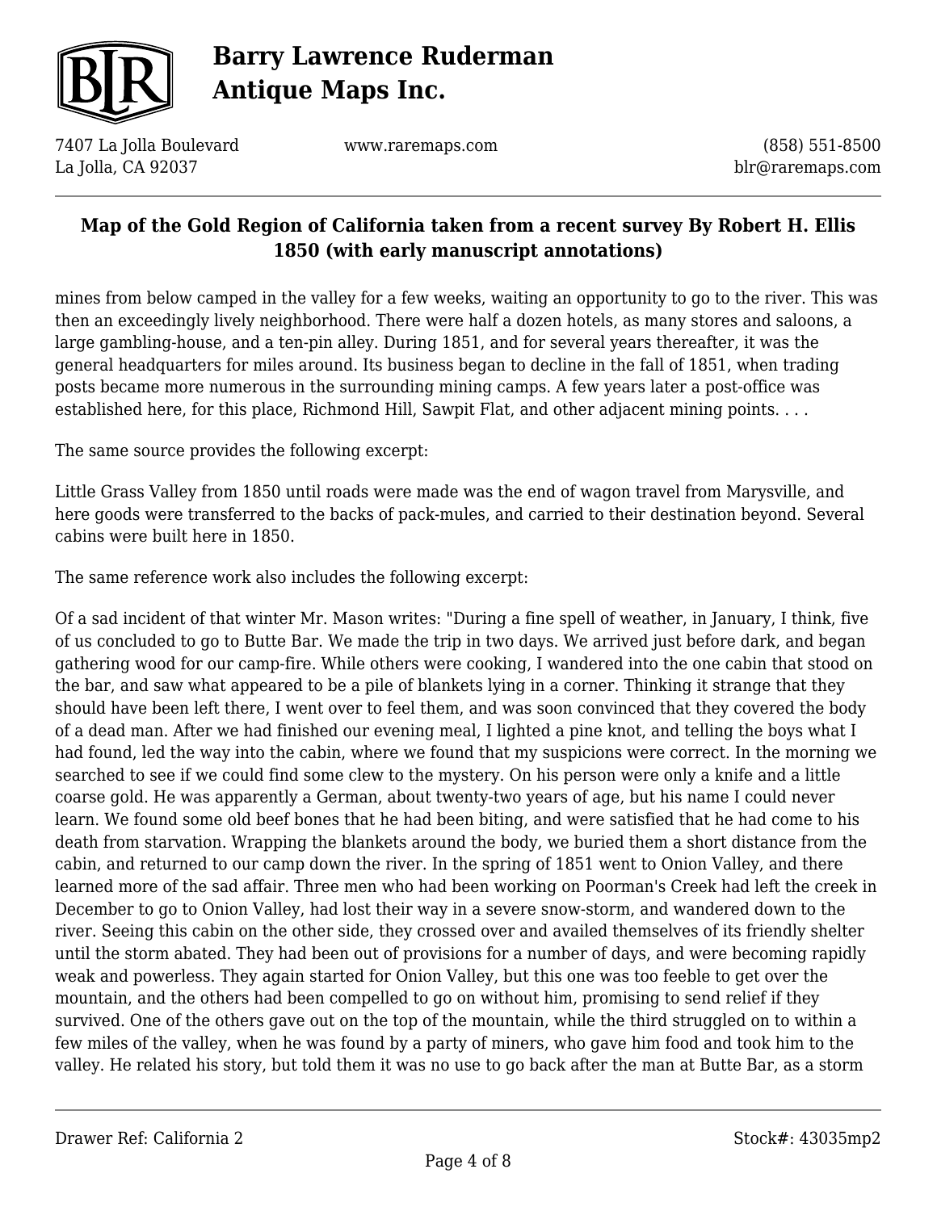mines from below camped in the valley for a few weeks, waiting an opportunity to go to the river. This was then an exceedingly lively neighborhood. There were half a dozen hotels, as many stores and saloons, a large gambling-house, and a ten-pin alley. During 1851, and for several years thereafter, it was the general headquarters for miles around. Its business began to decline in the fall of 1851, when trading posts became more numerous in the surrounding mining camps. A few years later a post-office was established here, for this place, Richmond Hill, Sawpit Flat, and other adjacent mining points. . . .

The same source provides the following excerpt:

Little Grass Valley from 1850 until roads were made was the end of wagon travel from Marysville, and here goods were transferred to the backs of pack-mules, and carried to their destination beyond. Several cabins were built here in 1850.

The same reference work also includes the following excerpt:

Of a sad incident of that winter Mr. Mason writes: "During a fine spell of weather, in January, I think, five of us concluded to go to Butte Bar. We made the trip in two days. We arrived just before dark, and began gathering wood for our camp-fire. While others were cooking, I wandered into the one cabin that stood on the bar, and saw what appeared to be a pile of blankets lying in a corner. Thinking it strange that they should have been left there, I went over to feel them, and was soon convinced that they covered the body of a dead man. After we had finished our evening meal, I lighted a pine knot, and telling the boys what I had found, led the way into the cabin, where we found that my suspicions were correct. In the morning we searched to see if we could find some clew to the mystery. On his person were only a knife and a little coarse gold. He was apparently a German, about twenty-two years of age, but his name I could never learn. We found some old beef bones that he had been biting, and were satisfied that he had come to his death from starvation. Wrapping the blankets around the body, we buried them a short distance from the cabin, and returned to our camp down the river. In the spring of 1851 went to Onion Valley, and there learned more of the sad affair. Three men who had been working on Poorman's Creek had left the creek in December to go to Onion Valley, had lost their way in a severe snow-storm, and wandered down to the river. Seeing this cabin on the other side, they crossed over and availed themselves of its friendly shelter until the storm abated. They had been out of provisions for a number of days, and were becoming rapidly weak and powerless. They again started for Onion Valley, but this one was too feeble to get over the mountain, and the others had been compelled to go on without him, promising to send relief if they survived. One of the others gave out on the top of the mountain, while the third struggled on to within a few miles of the valley, when he was found by a party of miners, who gave him food and took him to the valley. He related his story, but told them it was no use to go back after the man at Butte Bar, as a storm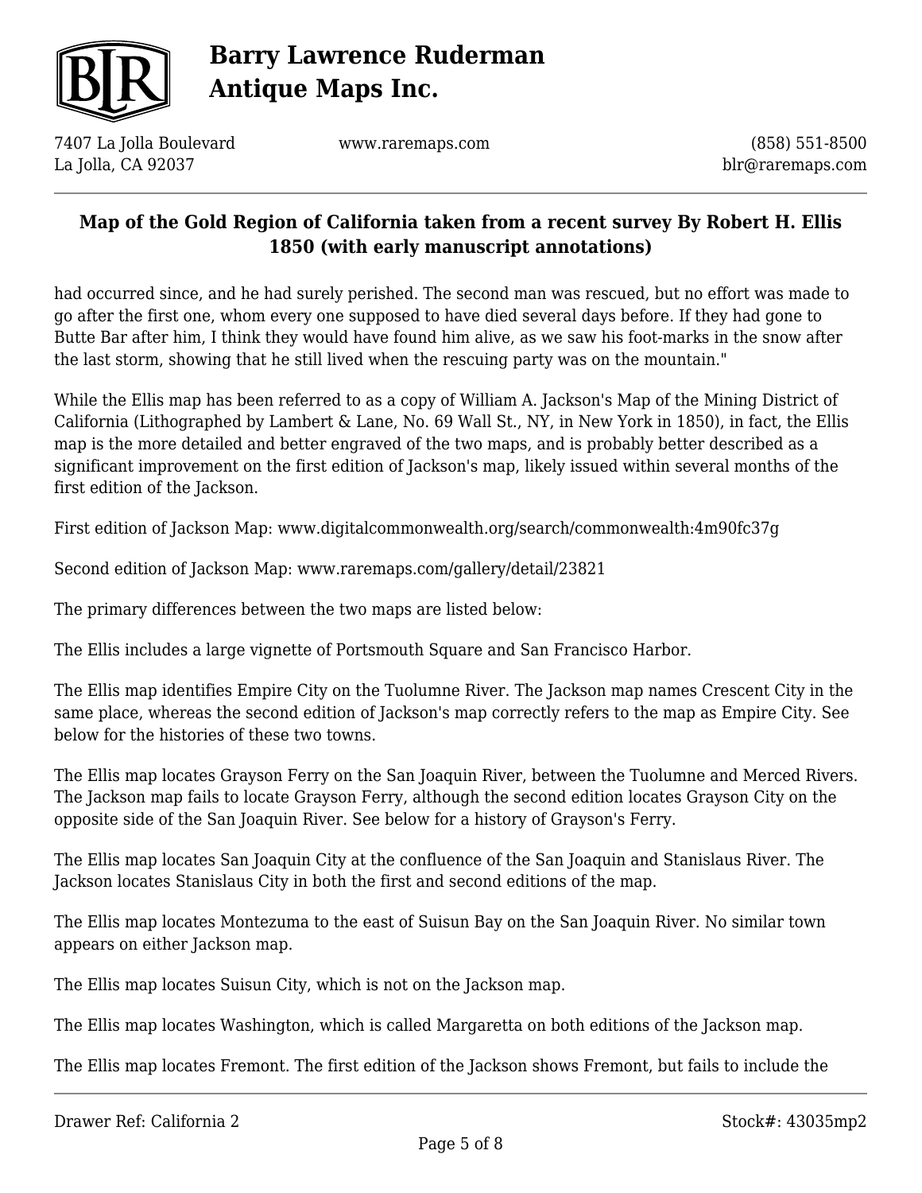had occurred since, and he had surely perished. The second man was rescued, but no effort was made to go after the first one, whom every one supposed to have died several days before. If they had gone to Butte Bar after him, I think they would have found him alive, as we saw his foot-marks in the snow after the last storm, showing that he still lived when the rescuing party was on the mountain."

While the Ellis map has been referred to as a copy of William A. Jackson's Map of the Mining District of California (Lithographed by Lambert & Lane, No. 69 Wall St., NY, in New York in 1850), in fact, the Ellis map is the more detailed and better engraved of the two maps, and is probably better described as a significant improvement on the first edition of Jackson's map, likely issued within several months of the first edition of the Jackson.

First edition of Jackson Map: www.digitalcommonwealth.org/search/commonwealth:4m90fc37g

Second edition of Jackson Map: www.raremaps.com/gallery/detail/23821

The primary differences between the two maps are listed below:

The Ellis includes a large vignette of Portsmouth Square and San Francisco Harbor.

The Ellis map identifies Empire City on the Tuolumne River. The Jackson map names Crescent City in the same place, whereas the second edition of Jackson's map correctly refers to the map as Empire City. See below for the histories of these two towns.

The Ellis map locates Grayson Ferry on the San Joaquin River, between the Tuolumne and Merced Rivers. The Jackson map fails to locate Grayson Ferry, although the second edition locates Grayson City on the opposite side of the San Joaquin River. See below for a history of Grayson's Ferry.

The Ellis map locates San Joaquin City at the confluence of the San Joaquin and Stanislaus River. The Jackson locates Stanislaus City in both the first and second editions of the map.

The Ellis map locates Montezuma to the east of Suisun Bay on the San Joaquin River. No similar town appears on either Jackson map.

The Ellis map locates Suisun City, which is not on the Jackson map.

The Ellis map locates Washington, which is called Margaretta on both editions of the Jackson map.

The Ellis map locates Fremont. The first edition of the Jackson shows Fremont, but fails to include the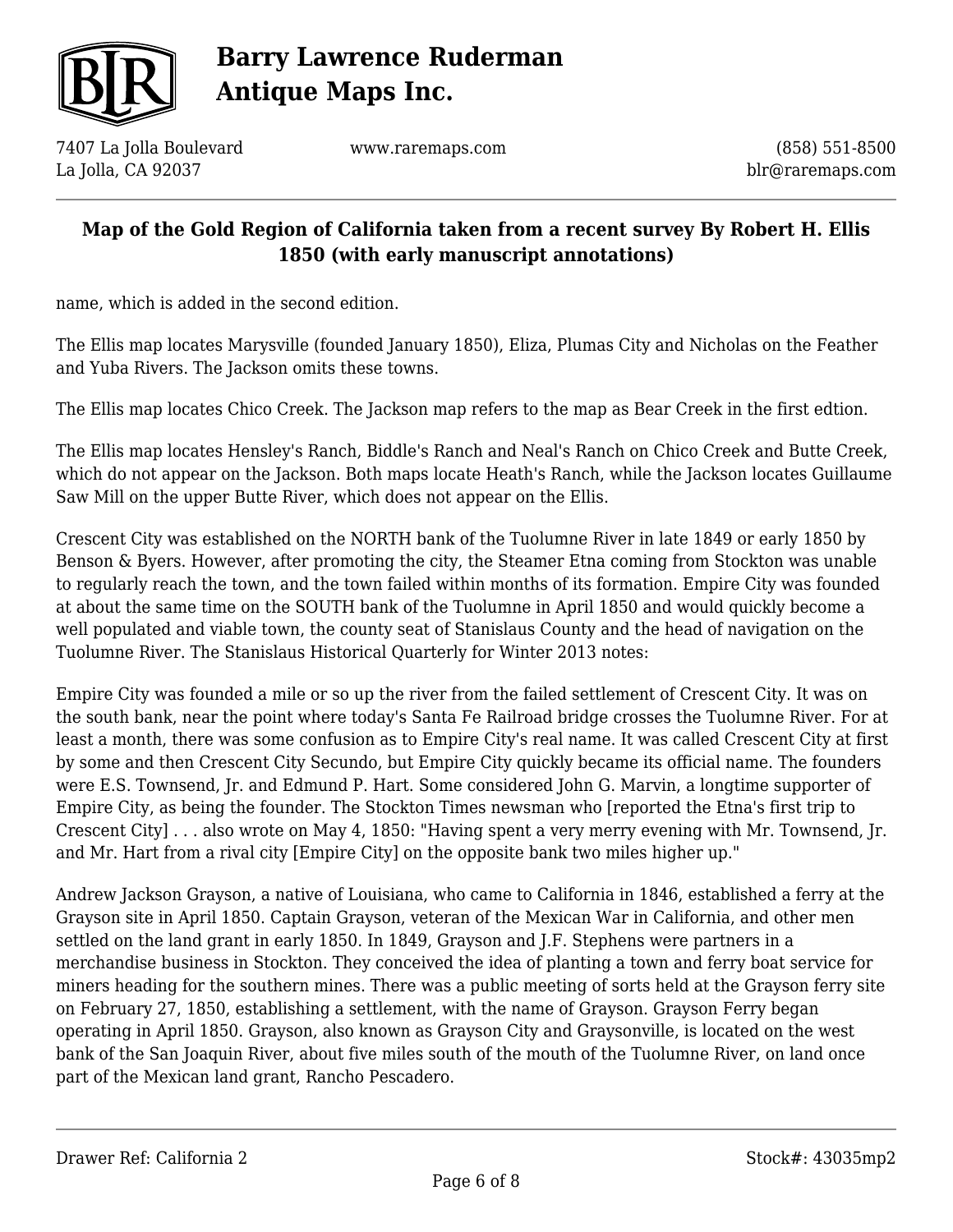name, which is added in the second edition.

The Ellis map locates Marysville (founded January 1850), Eliza, Plumas City and Nicholas on the Feather and Yuba Rivers. The Jackson omits these towns.

The Ellis map locates Chico Creek. The Jackson map refers to the map as Bear Creek in the first edtion.

The Ellis map locates Hensley's Ranch, Biddle's Ranch and Neal's Ranch on Chico Creek and Butte Creek, which do not appear on the Jackson. Both maps locate Heath's Ranch, while the Jackson locates Guillaume Saw Mill on the upper Butte River, which does not appear on the Ellis.

Crescent City was established on the NORTH bank of the Tuolumne River in late 1849 or early 1850 by Benson & Byers. However, after promoting the city, the Steamer Etna coming from Stockton was unable to regularly reach the town, and the town failed within months of its formation. Empire City was founded at about the same time on the SOUTH bank of the Tuolumne in April 1850 and would quickly become a well populated and viable town, the county seat of Stanislaus County and the head of navigation on the Tuolumne River. The Stanislaus Historical Quarterly for Winter 2013 notes:

Empire City was founded a mile or so up the river from the failed settlement of Crescent City. It was on the south bank, near the point where today's Santa Fe Railroad bridge crosses the Tuolumne River. For at least a month, there was some confusion as to Empire City's real name. It was called Crescent City at first by some and then Crescent City Secundo, but Empire City quickly became its official name. The founders were E.S. Townsend, Jr. and Edmund P. Hart. Some considered John G. Marvin, a longtime supporter of Empire City, as being the founder. The Stockton Times newsman who [reported the Etna's first trip to Crescent City] . . . also wrote on May 4, 1850: "Having spent a very merry evening with Mr. Townsend, Jr. and Mr. Hart from a rival city [Empire City] on the opposite bank two miles higher up."

Andrew Jackson Grayson, a native of Louisiana, who came to California in 1846, established a ferry at the Grayson site in April 1850. Captain Grayson, veteran of the Mexican War in California, and other men settled on the land grant in early 1850. In 1849, Grayson and J.F. Stephens were partners in a merchandise business in Stockton. They conceived the idea of planting a town and ferry boat service for miners heading for the southern mines. There was a public meeting of sorts held at the Grayson ferry site on February 27, 1850, establishing a settlement, with the name of Grayson. Grayson Ferry began operating in April 1850. Grayson, also known as Grayson City and Graysonville, is located on the west bank of the San Joaquin River, about five miles south of the mouth of the Tuolumne River, on land once part of the Mexican land grant, Rancho Pescadero.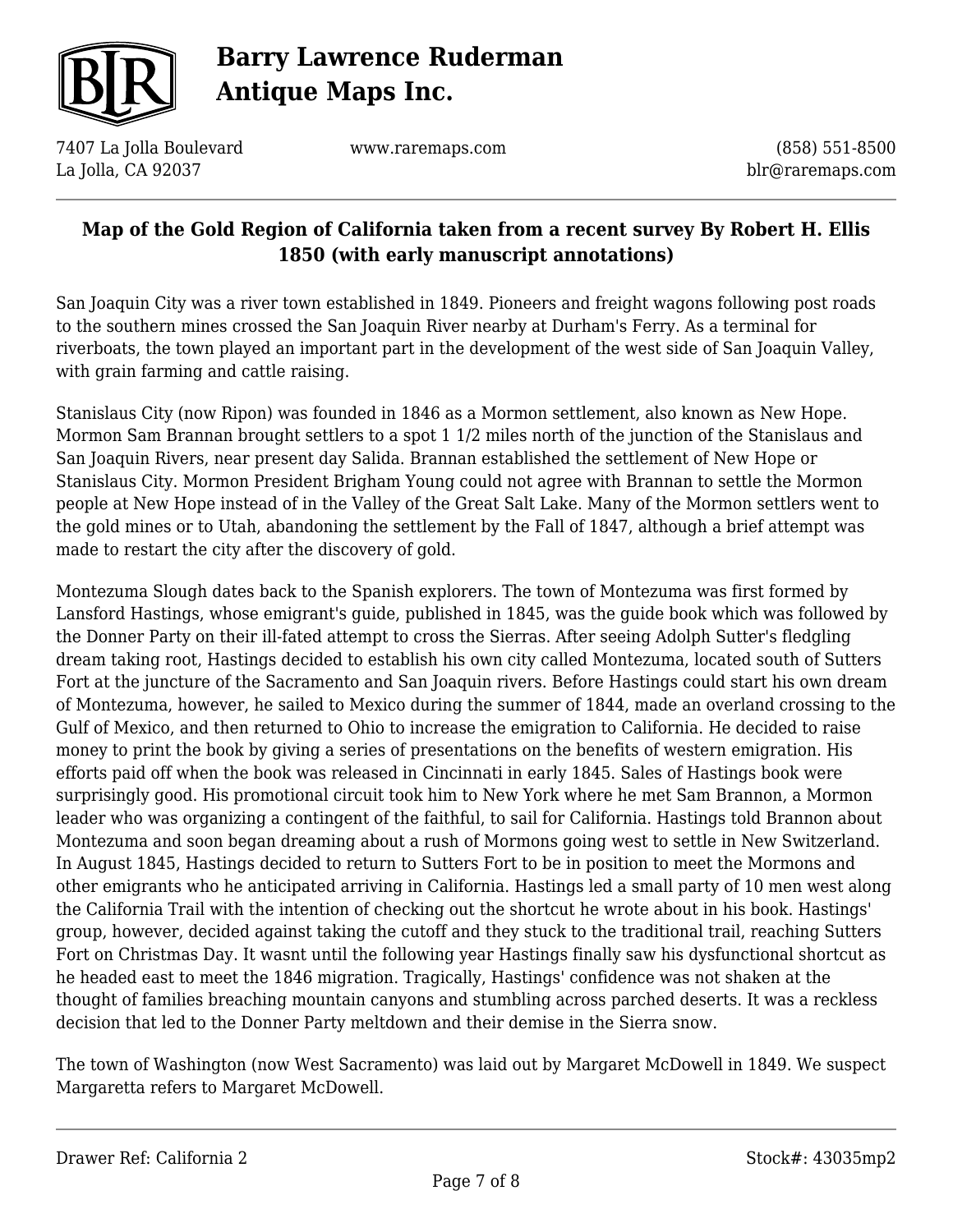**Map of the Gold Region of California taken from a recent survey By Robert H. Ellis 1850 (with early manuscript annotations)**

San Joaquin City was a river town established in 1849. Pioneers and freight wagons following post roads to the southern mines crossed the San Joaquin River nearby at Durham's Ferry. As a terminal for riverboats, the town played an important part in the development of the west side of San Joaquin Valley, with grain farming and cattle raising.

Stanislaus City (now Ripon) was founded in 1846 as a Mormon settlement, also known as New Hope. Mormon Sam Brannan brought settlers to a spot 1 1/2 miles north of the junction of the Stanislaus and San Joaquin Rivers, near present day Salida. Brannan established the settlement of New Hope or Stanislaus City. Mormon President Brigham Young could not agree with Brannan to settle the Mormon people at New Hope instead of in the Valley of the Great Salt Lake. Many of the Mormon settlers went to the gold mines or to Utah, abandoning the settlement by the Fall of 1847, although a brief attempt was made to restart the city after the discovery of gold.

Montezuma Slough dates back to the Spanish explorers. The town of Montezuma was first formed by Lansford Hastings, whose emigrant's guide, published in 1845, was the guide book which was followed by the Donner Party on their ill-fated attempt to cross the Sierras. After seeing Adolph Sutter's fledgling dream taking root, Hastings decided to establish his own city called Montezuma, located south of Sutters Fort at the juncture of the Sacramento and San Joaquin rivers. Before Hastings could start his own dream of Montezuma, however, he sailed to Mexico during the summer of 1844, made an overland crossing to the Gulf of Mexico, and then returned to Ohio to increase the emigration to California. He decided to raise money to print the book by giving a series of presentations on the benefits of western emigration. His efforts paid off when the book was released in Cincinnati in early 1845. Sales of Hastings book were surprisingly good. His promotional circuit took him to New York where he met Sam Brannon, a Mormon leader who was organizing a contingent of the faithful, to sail for California. Hastings told Brannon about Montezuma and soon began dreaming about a rush of Mormons going west to settle in New Switzerland. In August 1845, Hastings decided to return to Sutters Fort to be in position to meet the Mormons and other emigrants who he anticipated arriving in California. Hastings led a small party of 10 men west along the California Trail with the intention of checking out the shortcut he wrote about in his book. Hastings' group, however, decided against taking the cutoff and they stuck to the traditional trail, reaching Sutters Fort on Christmas Day. It wasnt until the following year Hastings finally saw his dysfunctional shortcut as he headed east to meet the 1846 migration. Tragically, Hastings' confidence was not shaken at the thought of families breaching mountain canyons and stumbling across parched deserts. It was a reckless decision that led to the Donner Party meltdown and their demise in the Sierra snow.

The town of Washington (now West Sacramento) was laid out by Margaret McDowell in 1849. We suspect Margaretta refers to Margaret McDowell.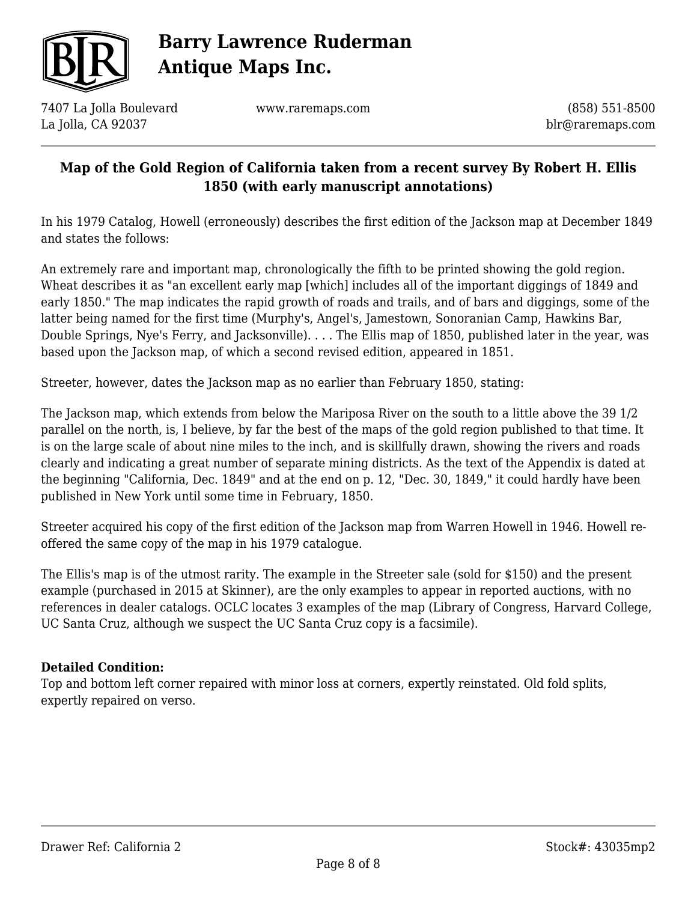**Map of the Gold Region of California taken from a recent survey By Robert H. Ellis 1850 (with early manuscript annotations)**

In his 1979 Catalog, Howell (erroneously) describes the first edition of the Jackson map at December 1849 and states the follows:

An extremely rare and important map, chronologically the fifth to be printed showing the gold region. Wheat describes it as "an excellent early map [which] includes all of the important diggings of 1849 and early 1850." The map indicates the rapid growth of roads and trails, and of bars and diggings, some of the latter being named for the first time (Murphy's, Angel's, Jamestown, Sonoranian Camp, Hawkins Bar, Double Springs, Nye's Ferry, and Jacksonville). . . . The Ellis map of 1850, published later in the year, was based upon the Jackson map, of which a second revised edition, appeared in 1851.

Streeter, however, dates the Jackson map as no earlier than February 1850, stating:

The Jackson map, which extends from below the Mariposa River on the south to a little above the 39 1/2 parallel on the north, is, I believe, by far the best of the maps of the gold region published to that time. It is on the large scale of about nine miles to the inch, and is skillfully drawn, showing the rivers and roads clearly and indicating a great number of separate mining districts. As the text of the Appendix is dated at the beginning "California, Dec. 1849" and at the end on p. 12, "Dec. 30, 1849," it could hardly have been published in New York until some time in February, 1850.

Streeter acquired his copy of the first edition of the Jackson map from Warren Howell in 1946. Howell re-offered the same copy of the map in his 1979 catalogue.

The Ellis's map is of the utmost rarity. The example in the Streeter sale (sold for $150) and the present example (purchased in 2015 at Skinner), are the only examples to appear in reported auctions, with no references in dealer catalogs. OCLC locates 3 examples of the map (Library of Congress, Harvard College, UC Santa Cruz, although we suspect the UC Santa Cruz copy is a facsimile).

**Detailed Condition:**
Top and bottom left corner repaired with minor loss at corners, expertly reinstated. Old fold splits, expertly repaired on verso.